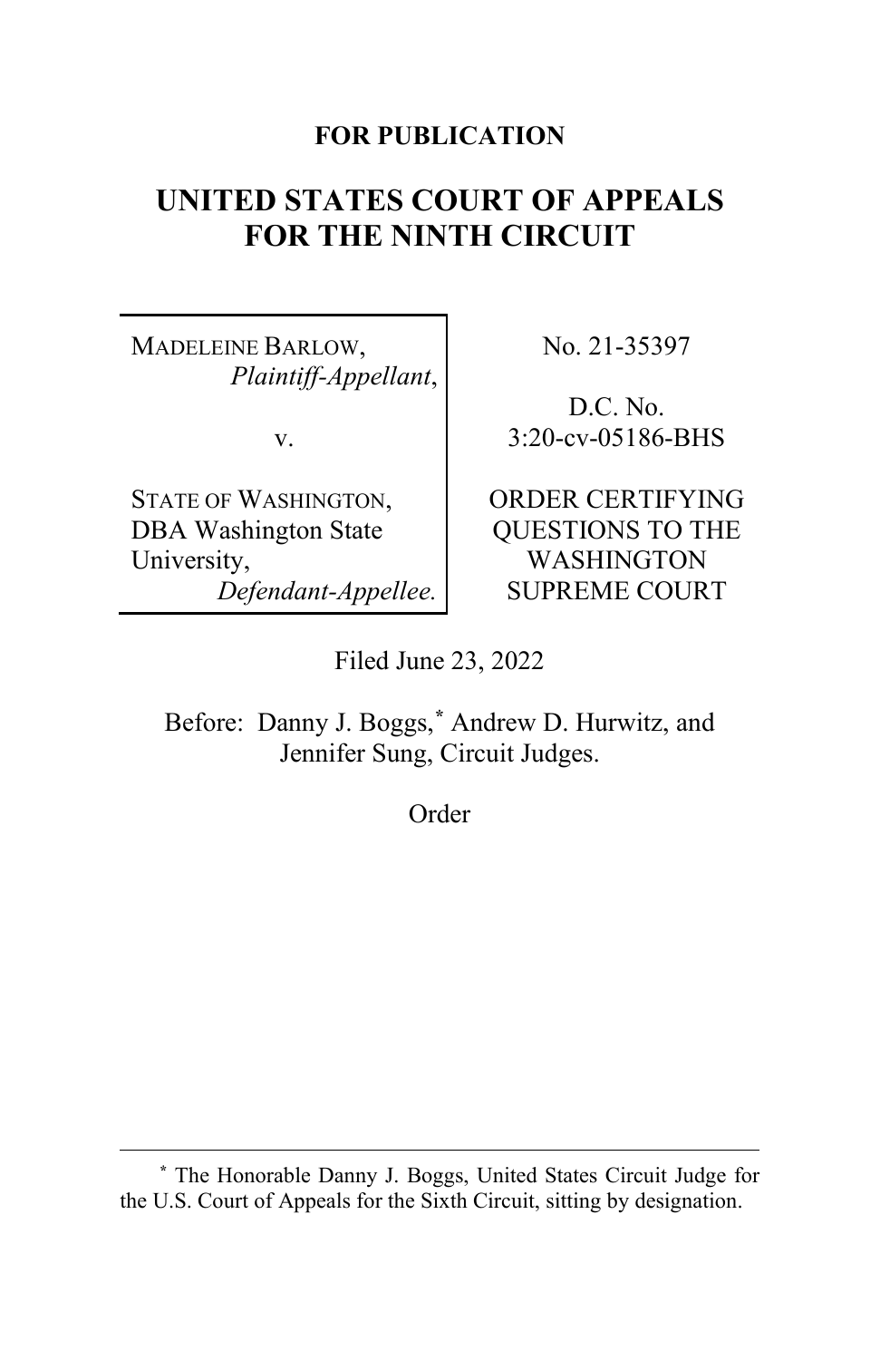**FOR PUBLICATION**

# UNITED STATES COURT OF APPEALS FOR THE NINTH CIRCUIT

| | |
|---|---|
| MADELEINE BARLOW, *Plaintiff-Appellant*, v. STATE OF WASHINGTON, DBA Washington State University, *Defendant-Appellee.* | No. 21-35397 D.C. No. 3:20-cv-05186-BHS ORDER CERTIFYING QUESTIONS TO THE WASHINGTON SUPREME COURT |

Filed June 23, 2022

Before: Danny J. Boggs,* Andrew D. Hurwitz, and Jennifer Sung, Circuit Judges.

Order

---

* The Honorable Danny J. Boggs, United States Circuit Judge for the U.S. Court of Appeals for the Sixth Circuit, sitting by designation.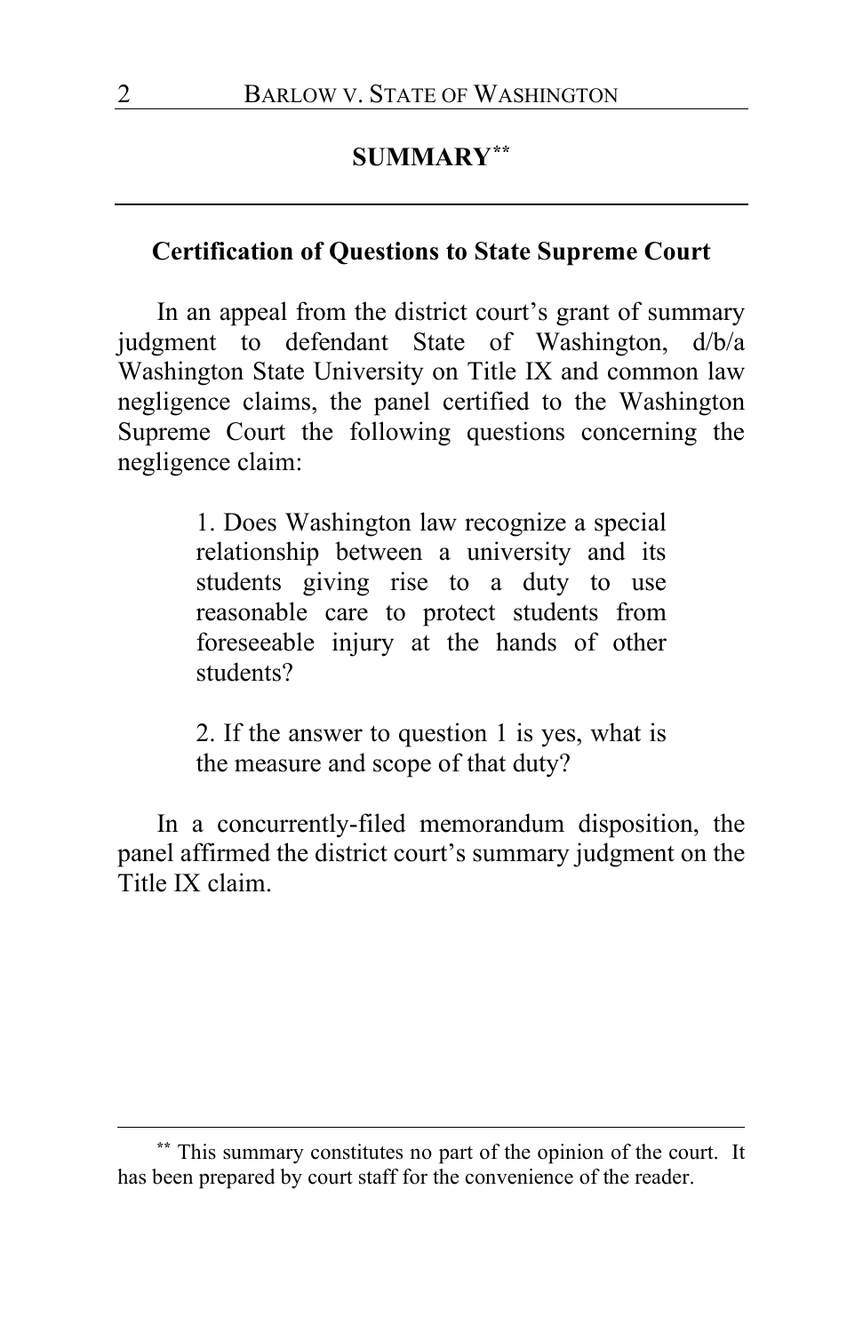## SUMMARY[**]

### Certification of Questions to State Supreme Court

In an appeal from the district court's grant of summary judgment to defendant State of Washington, d/b/a Washington State University on Title IX and common law negligence claims, the panel certified to the Washington Supreme Court the following questions concerning the negligence claim:

> 1. Does Washington law recognize a special relationship between a university and its students giving rise to a duty to use reasonable care to protect students from foreseeable injury at the hands of other students?
>
> 2. If the answer to question 1 is yes, what is the measure and scope of that duty?

In a concurrently-filed memorandum disposition, the panel affirmed the district court's summary judgment on the Title IX claim.

---

[**] This summary constitutes no part of the opinion of the court. It has been prepared by court staff for the convenience of the reader.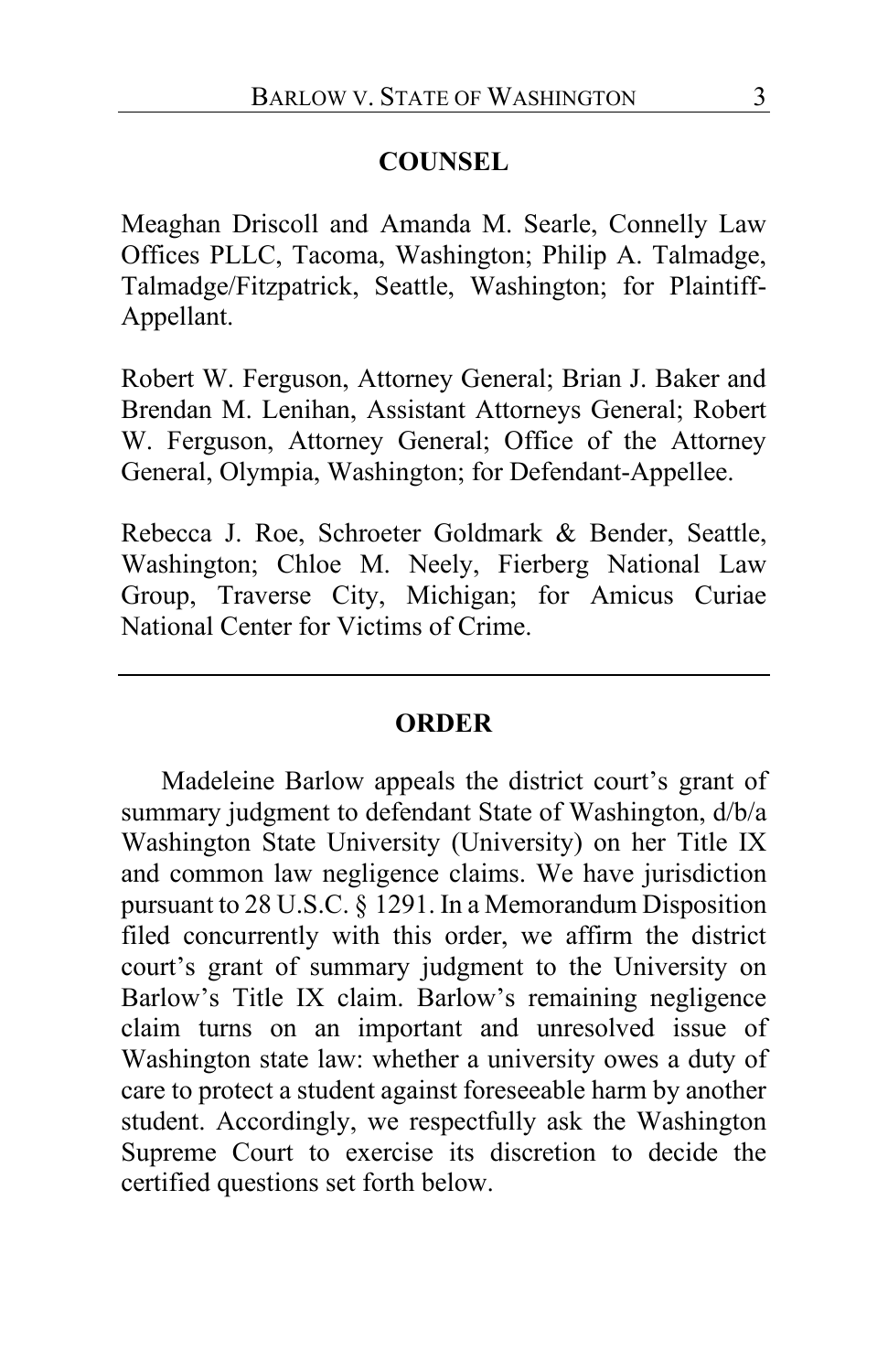## COUNSEL

Meaghan Driscoll and Amanda M. Searle, Connelly Law Offices PLLC, Tacoma, Washington; Philip A. Talmadge, Talmadge/Fitzpatrick, Seattle, Washington; for Plaintiff-Appellant.

Robert W. Ferguson, Attorney General; Brian J. Baker and Brendan M. Lenihan, Assistant Attorneys General; Robert W. Ferguson, Attorney General; Office of the Attorney General, Olympia, Washington; for Defendant-Appellee.

Rebecca J. Roe, Schroeter Goldmark & Bender, Seattle, Washington; Chloe M. Neely, Fierberg National Law Group, Traverse City, Michigan; for Amicus Curiae National Center for Victims of Crime.

---

## ORDER

Madeleine Barlow appeals the district court's grant of summary judgment to defendant State of Washington, d/b/a Washington State University (University) on her Title IX and common law negligence claims. We have jurisdiction pursuant to 28 U.S.C. § 1291. In a Memorandum Disposition filed concurrently with this order, we affirm the district court's grant of summary judgment to the University on Barlow's Title IX claim. Barlow's remaining negligence claim turns on an important and unresolved issue of Washington state law: whether a university owes a duty of care to protect a student against foreseeable harm by another student. Accordingly, we respectfully ask the Washington Supreme Court to exercise its discretion to decide the certified questions set forth below.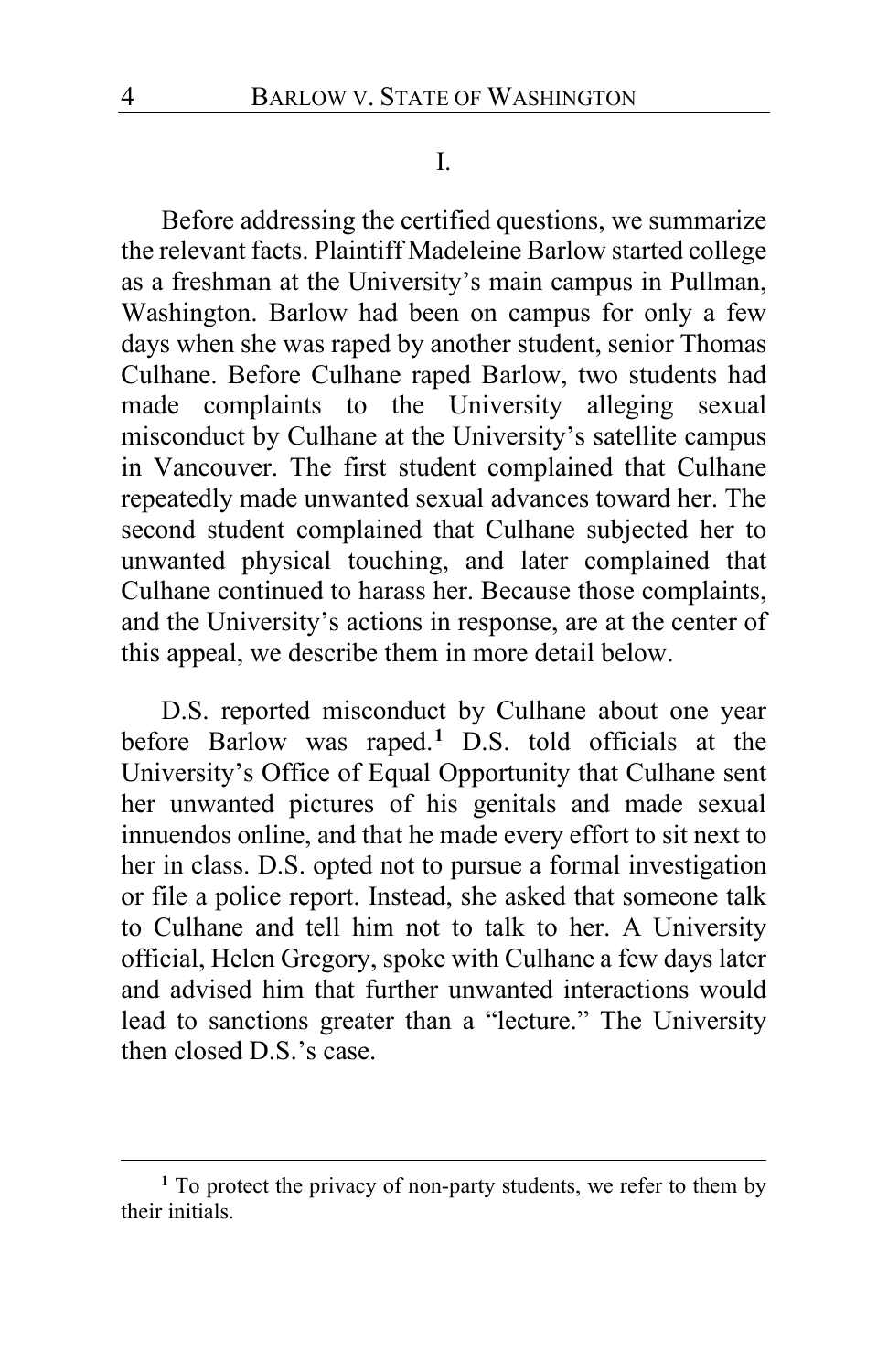# I.

Before addressing the certified questions, we summarize the relevant facts. Plaintiff Madeleine Barlow started college as a freshman at the University's main campus in Pullman, Washington. Barlow had been on campus for only a few days when she was raped by another student, senior Thomas Culhane. Before Culhane raped Barlow, two students had made complaints to the University alleging sexual misconduct by Culhane at the University's satellite campus in Vancouver. The first student complained that Culhane repeatedly made unwanted sexual advances toward her. The second student complained that Culhane subjected her to unwanted physical touching, and later complained that Culhane continued to harass her. Because those complaints, and the University's actions in response, are at the center of this appeal, we describe them in more detail below.

D.S. reported misconduct by Culhane about one year before Barlow was raped.[1] D.S. told officials at the University's Office of Equal Opportunity that Culhane sent her unwanted pictures of his genitals and made sexual innuendos online, and that he made every effort to sit next to her in class. D.S. opted not to pursue a formal investigation or file a police report. Instead, she asked that someone talk to Culhane and tell him not to talk to her. A University official, Helen Gregory, spoke with Culhane a few days later and advised him that further unwanted interactions would lead to sanctions greater than a "lecture." The University then closed D.S.'s case.

---

[1] To protect the privacy of non-party students, we refer to them by their initials.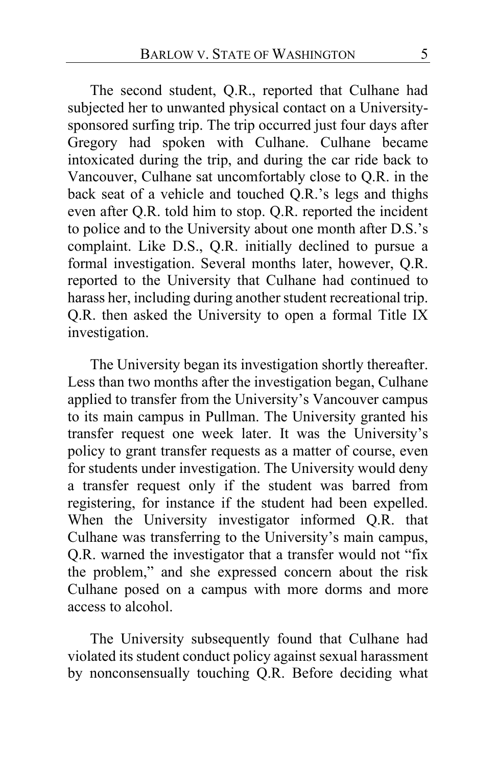The second student, Q.R., reported that Culhane had subjected her to unwanted physical contact on a University-sponsored surfing trip. The trip occurred just four days after Gregory had spoken with Culhane. Culhane became intoxicated during the trip, and during the car ride back to Vancouver, Culhane sat uncomfortably close to Q.R. in the back seat of a vehicle and touched Q.R.'s legs and thighs even after Q.R. told him to stop. Q.R. reported the incident to police and to the University about one month after D.S.'s complaint. Like D.S., Q.R. initially declined to pursue a formal investigation. Several months later, however, Q.R. reported to the University that Culhane had continued to harass her, including during another student recreational trip. Q.R. then asked the University to open a formal Title IX investigation.

The University began its investigation shortly thereafter. Less than two months after the investigation began, Culhane applied to transfer from the University's Vancouver campus to its main campus in Pullman. The University granted his transfer request one week later. It was the University's policy to grant transfer requests as a matter of course, even for students under investigation. The University would deny a transfer request only if the student was barred from registering, for instance if the student had been expelled. When the University investigator informed Q.R. that Culhane was transferring to the University's main campus, Q.R. warned the investigator that a transfer would not "fix the problem," and she expressed concern about the risk Culhane posed on a campus with more dorms and more access to alcohol.

The University subsequently found that Culhane had violated its student conduct policy against sexual harassment by nonconsensually touching Q.R. Before deciding what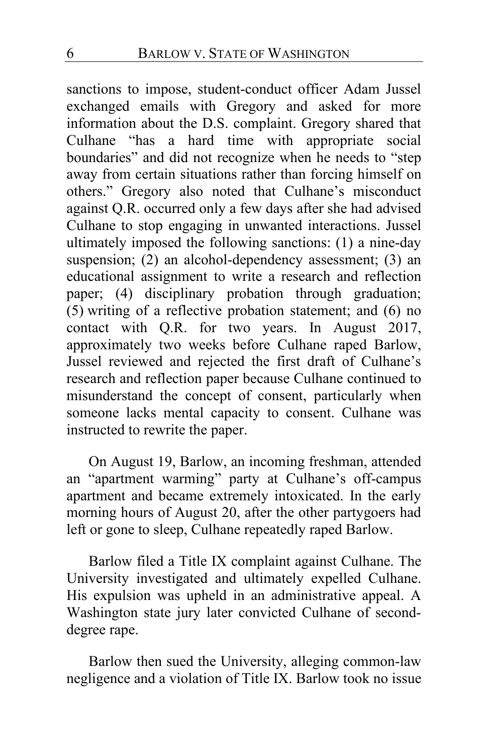sanctions to impose, student-conduct officer Adam Jussel exchanged emails with Gregory and asked for more information about the D.S. complaint. Gregory shared that Culhane "has a hard time with appropriate social boundaries" and did not recognize when he needs to "step away from certain situations rather than forcing himself on others." Gregory also noted that Culhane's misconduct against Q.R. occurred only a few days after she had advised Culhane to stop engaging in unwanted interactions. Jussel ultimately imposed the following sanctions: (1) a nine-day suspension; (2) an alcohol-dependency assessment; (3) an educational assignment to write a research and reflection paper; (4) disciplinary probation through graduation; (5) writing of a reflective probation statement; and (6) no contact with Q.R. for two years. In August 2017, approximately two weeks before Culhane raped Barlow, Jussel reviewed and rejected the first draft of Culhane's research and reflection paper because Culhane continued to misunderstand the concept of consent, particularly when someone lacks mental capacity to consent. Culhane was instructed to rewrite the paper.

On August 19, Barlow, an incoming freshman, attended an "apartment warming" party at Culhane's off-campus apartment and became extremely intoxicated. In the early morning hours of August 20, after the other partygoers had left or gone to sleep, Culhane repeatedly raped Barlow.

Barlow filed a Title IX complaint against Culhane. The University investigated and ultimately expelled Culhane. His expulsion was upheld in an administrative appeal. A Washington state jury later convicted Culhane of second-degree rape.

Barlow then sued the University, alleging common-law negligence and a violation of Title IX. Barlow took no issue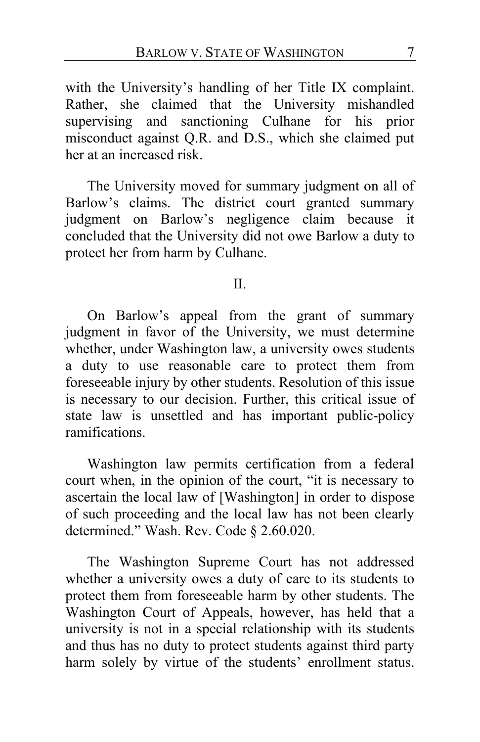with the University's handling of her Title IX complaint. Rather, she claimed that the University mishandled supervising and sanctioning Culhane for his prior misconduct against Q.R. and D.S., which she claimed put her at an increased risk.

The University moved for summary judgment on all of Barlow's claims. The district court granted summary judgment on Barlow's negligence claim because it concluded that the University did not owe Barlow a duty to protect her from harm by Culhane.

## II.

On Barlow's appeal from the grant of summary judgment in favor of the University, we must determine whether, under Washington law, a university owes students a duty to use reasonable care to protect them from foreseeable injury by other students. Resolution of this issue is necessary to our decision. Further, this critical issue of state law is unsettled and has important public-policy ramifications.

Washington law permits certification from a federal court when, in the opinion of the court, "it is necessary to ascertain the local law of [Washington] in order to dispose of such proceeding and the local law has not been clearly determined." Wash. Rev. Code § 2.60.020.

The Washington Supreme Court has not addressed whether a university owes a duty of care to its students to protect them from foreseeable harm by other students. The Washington Court of Appeals, however, has held that a university is not in a special relationship with its students and thus has no duty to protect students against third party harm solely by virtue of the students' enrollment status.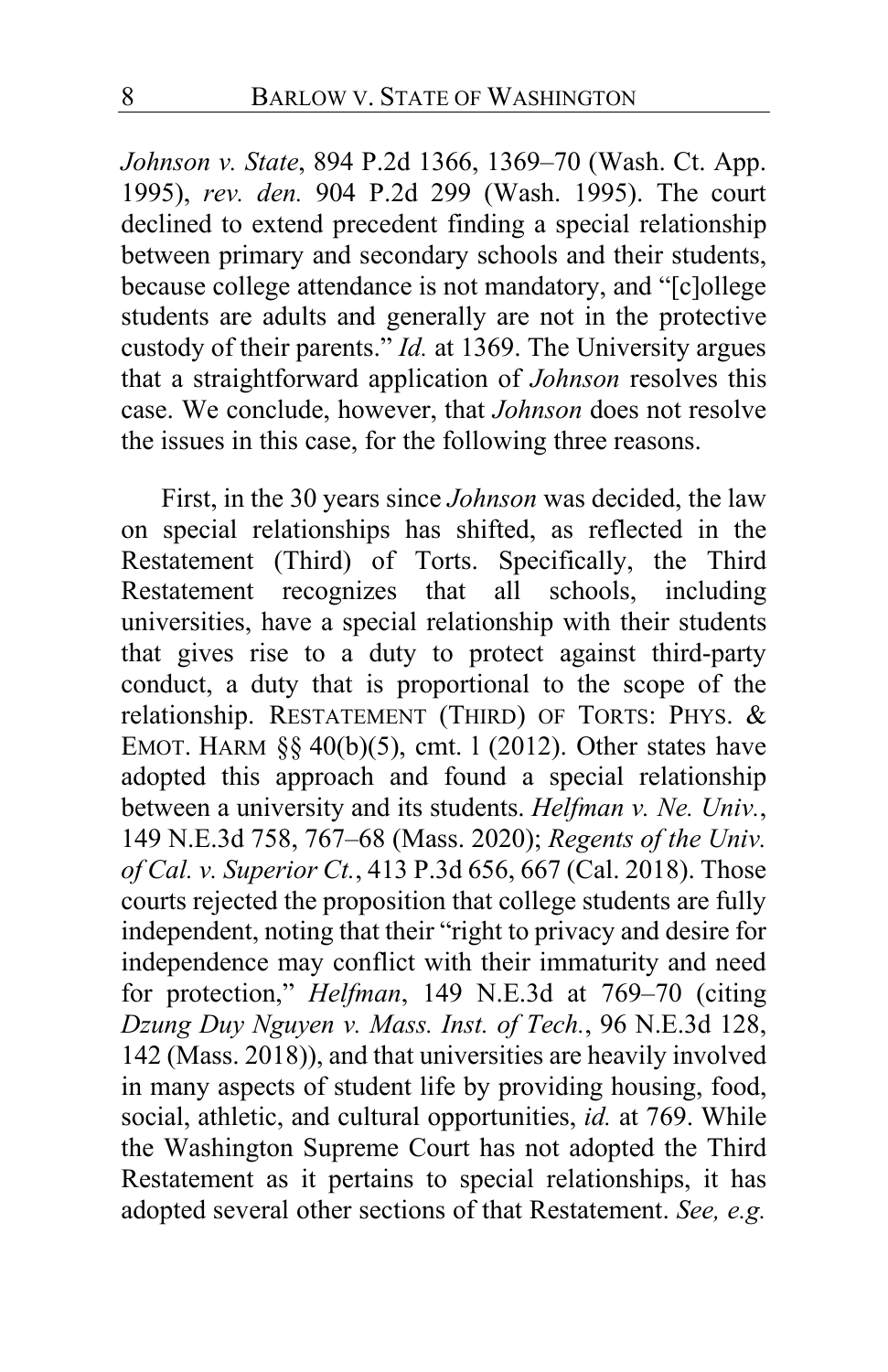*Johnson v. State*, 894 P.2d 1366, 1369–70 (Wash. Ct. App. 1995), *rev. den.* 904 P.2d 299 (Wash. 1995). The court declined to extend precedent finding a special relationship between primary and secondary schools and their students, because college attendance is not mandatory, and "[c]ollege students are adults and generally are not in the protective custody of their parents." *Id.* at 1369. The University argues that a straightforward application of *Johnson* resolves this case. We conclude, however, that *Johnson* does not resolve the issues in this case, for the following three reasons.

First, in the 30 years since *Johnson* was decided, the law on special relationships has shifted, as reflected in the Restatement (Third) of Torts. Specifically, the Third Restatement recognizes that all schools, including universities, have a special relationship with their students that gives rise to a duty to protect against third-party conduct, a duty that is proportional to the scope of the relationship. RESTATEMENT (THIRD) OF TORTS: PHYS. & EMOT. HARM §§ 40(b)(5), cmt. l (2012). Other states have adopted this approach and found a special relationship between a university and its students. *Helfman v. Ne. Univ.*, 149 N.E.3d 758, 767–68 (Mass. 2020); *Regents of the Univ. of Cal. v. Superior Ct.*, 413 P.3d 656, 667 (Cal. 2018). Those courts rejected the proposition that college students are fully independent, noting that their "right to privacy and desire for independence may conflict with their immaturity and need for protection," *Helfman*, 149 N.E.3d at 769–70 (citing *Dzung Duy Nguyen v. Mass. Inst. of Tech.*, 96 N.E.3d 128, 142 (Mass. 2018)), and that universities are heavily involved in many aspects of student life by providing housing, food, social, athletic, and cultural opportunities, *id.* at 769. While the Washington Supreme Court has not adopted the Third Restatement as it pertains to special relationships, it has adopted several other sections of that Restatement. *See, e.g.*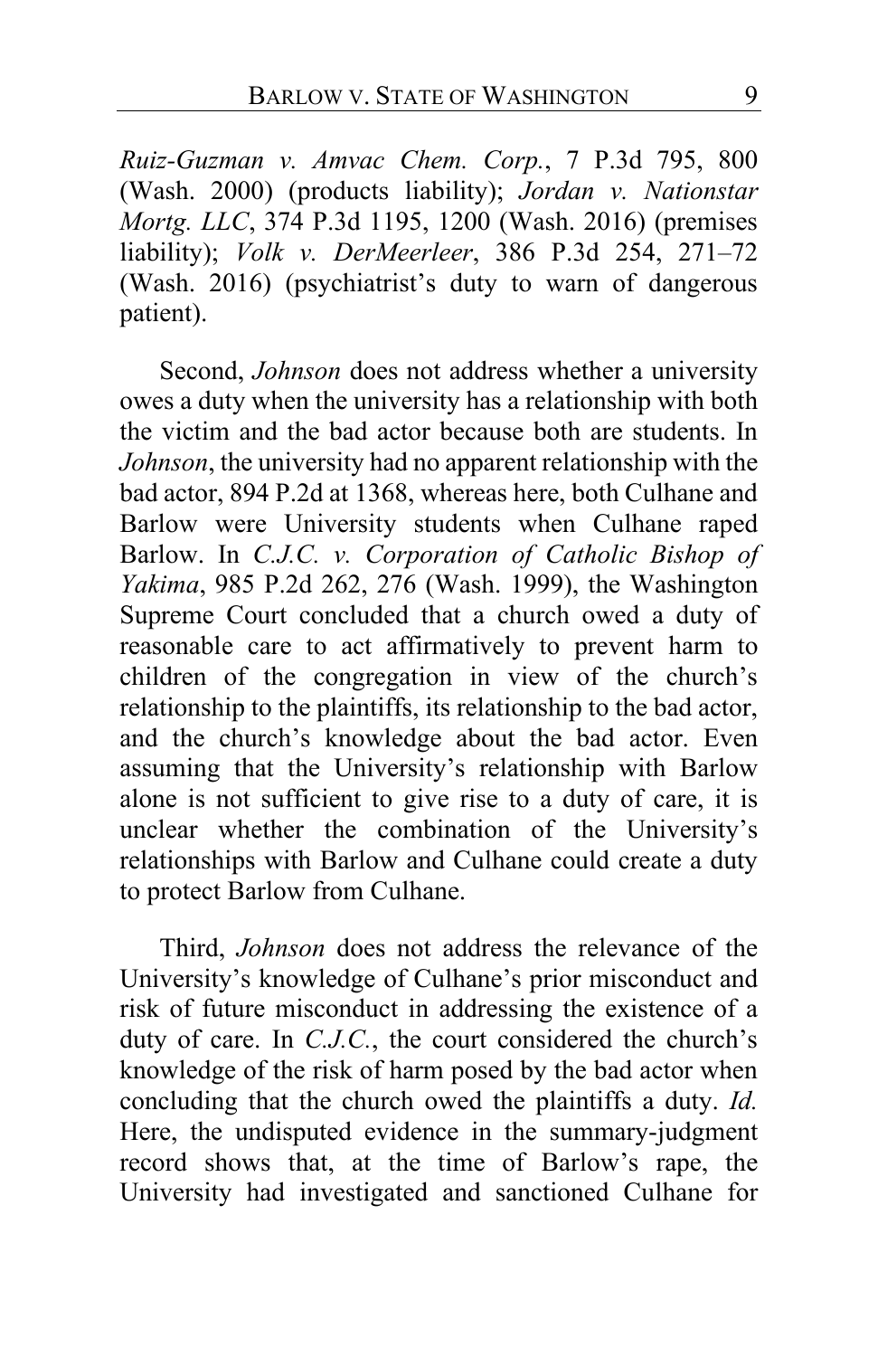*Ruiz-Guzman v. Amvac Chem. Corp.*, 7 P.3d 795, 800 (Wash. 2000) (products liability); *Jordan v. Nationstar Mortg. LLC*, 374 P.3d 1195, 1200 (Wash. 2016) (premises liability); *Volk v. DerMeerleer*, 386 P.3d 254, 271–72 (Wash. 2016) (psychiatrist's duty to warn of dangerous patient).

Second, *Johnson* does not address whether a university owes a duty when the university has a relationship with both the victim and the bad actor because both are students. In *Johnson*, the university had no apparent relationship with the bad actor, 894 P.2d at 1368, whereas here, both Culhane and Barlow were University students when Culhane raped Barlow. In *C.J.C. v. Corporation of Catholic Bishop of Yakima*, 985 P.2d 262, 276 (Wash. 1999), the Washington Supreme Court concluded that a church owed a duty of reasonable care to act affirmatively to prevent harm to children of the congregation in view of the church's relationship to the plaintiffs, its relationship to the bad actor, and the church's knowledge about the bad actor. Even assuming that the University's relationship with Barlow alone is not sufficient to give rise to a duty of care, it is unclear whether the combination of the University's relationships with Barlow and Culhane could create a duty to protect Barlow from Culhane.

Third, *Johnson* does not address the relevance of the University's knowledge of Culhane's prior misconduct and risk of future misconduct in addressing the existence of a duty of care. In *C.J.C.*, the court considered the church's knowledge of the risk of harm posed by the bad actor when concluding that the church owed the plaintiffs a duty. *Id.* Here, the undisputed evidence in the summary-judgment record shows that, at the time of Barlow's rape, the University had investigated and sanctioned Culhane for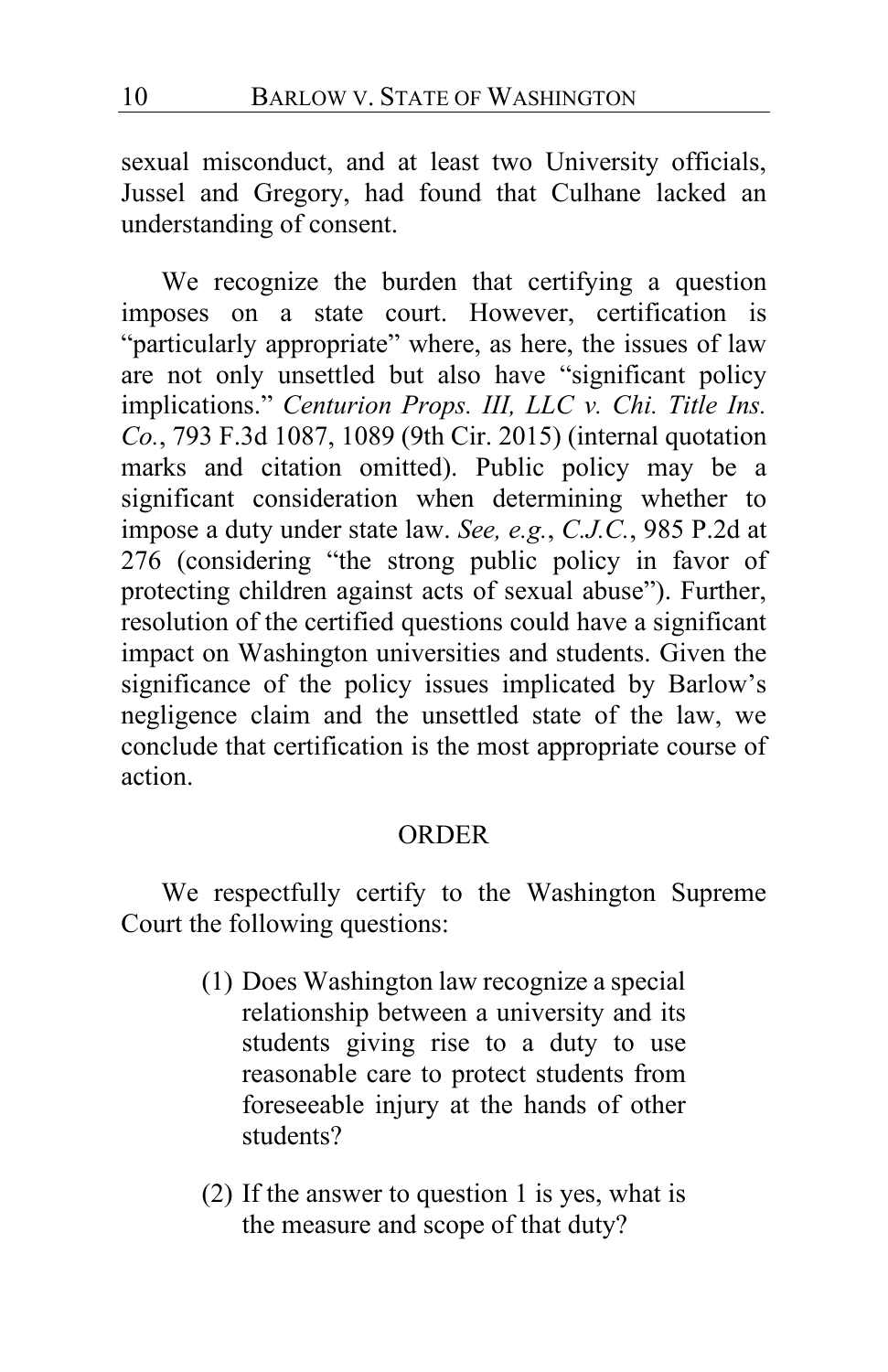sexual misconduct, and at least two University officials, Jussel and Gregory, had found that Culhane lacked an understanding of consent.

We recognize the burden that certifying a question imposes on a state court. However, certification is "particularly appropriate" where, as here, the issues of law are not only unsettled but also have "significant policy implications." *Centurion Props. III, LLC v. Chi. Title Ins. Co.*, 793 F.3d 1087, 1089 (9th Cir. 2015) (internal quotation marks and citation omitted). Public policy may be a significant consideration when determining whether to impose a duty under state law. *See, e.g.*, *C.J.C.*, 985 P.2d at 276 (considering "the strong public policy in favor of protecting children against acts of sexual abuse"). Further, resolution of the certified questions could have a significant impact on Washington universities and students. Given the significance of the policy issues implicated by Barlow's negligence claim and the unsettled state of the law, we conclude that certification is the most appropriate course of action.

## ORDER

We respectfully certify to the Washington Supreme Court the following questions:

> (1) Does Washington law recognize a special relationship between a university and its students giving rise to a duty to use reasonable care to protect students from foreseeable injury at the hands of other students?
>
> (2) If the answer to question 1 is yes, what is the measure and scope of that duty?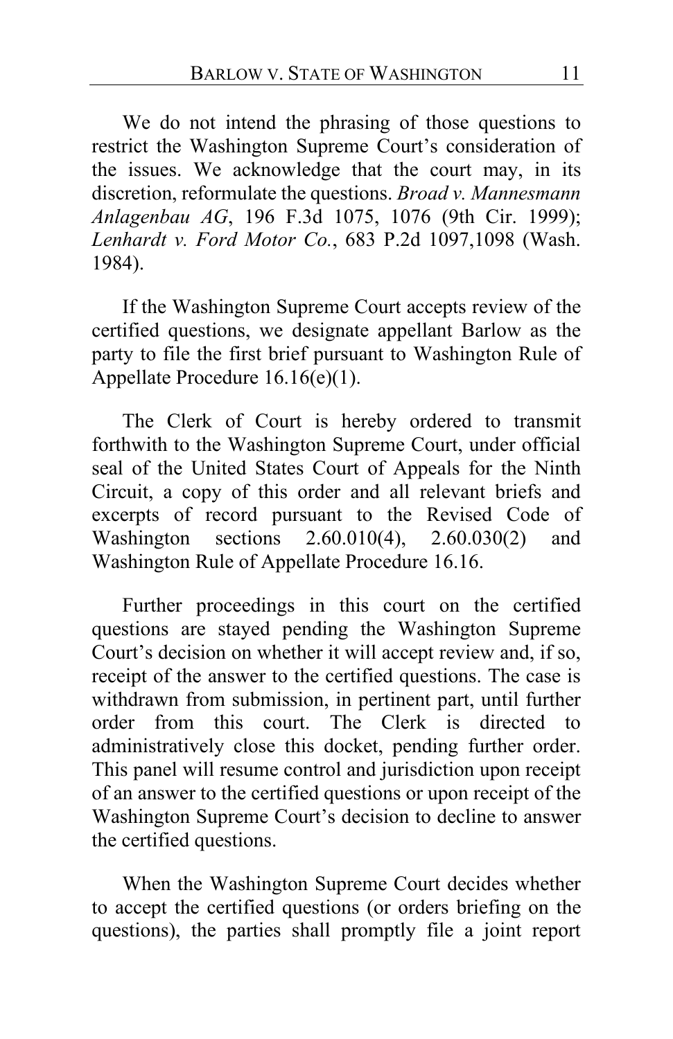We do not intend the phrasing of those questions to restrict the Washington Supreme Court's consideration of the issues. We acknowledge that the court may, in its discretion, reformulate the questions. *Broad v. Mannesmann Anlagenbau AG*, 196 F.3d 1075, 1076 (9th Cir. 1999); *Lenhardt v. Ford Motor Co.*, 683 P.2d 1097,1098 (Wash. 1984).

If the Washington Supreme Court accepts review of the certified questions, we designate appellant Barlow as the party to file the first brief pursuant to Washington Rule of Appellate Procedure 16.16(e)(1).

The Clerk of Court is hereby ordered to transmit forthwith to the Washington Supreme Court, under official seal of the United States Court of Appeals for the Ninth Circuit, a copy of this order and all relevant briefs and excerpts of record pursuant to the Revised Code of Washington sections 2.60.010(4), 2.60.030(2) and Washington Rule of Appellate Procedure 16.16.

Further proceedings in this court on the certified questions are stayed pending the Washington Supreme Court's decision on whether it will accept review and, if so, receipt of the answer to the certified questions. The case is withdrawn from submission, in pertinent part, until further order from this court. The Clerk is directed to administratively close this docket, pending further order. This panel will resume control and jurisdiction upon receipt of an answer to the certified questions or upon receipt of the Washington Supreme Court's decision to decline to answer the certified questions.

When the Washington Supreme Court decides whether to accept the certified questions (or orders briefing on the questions), the parties shall promptly file a joint report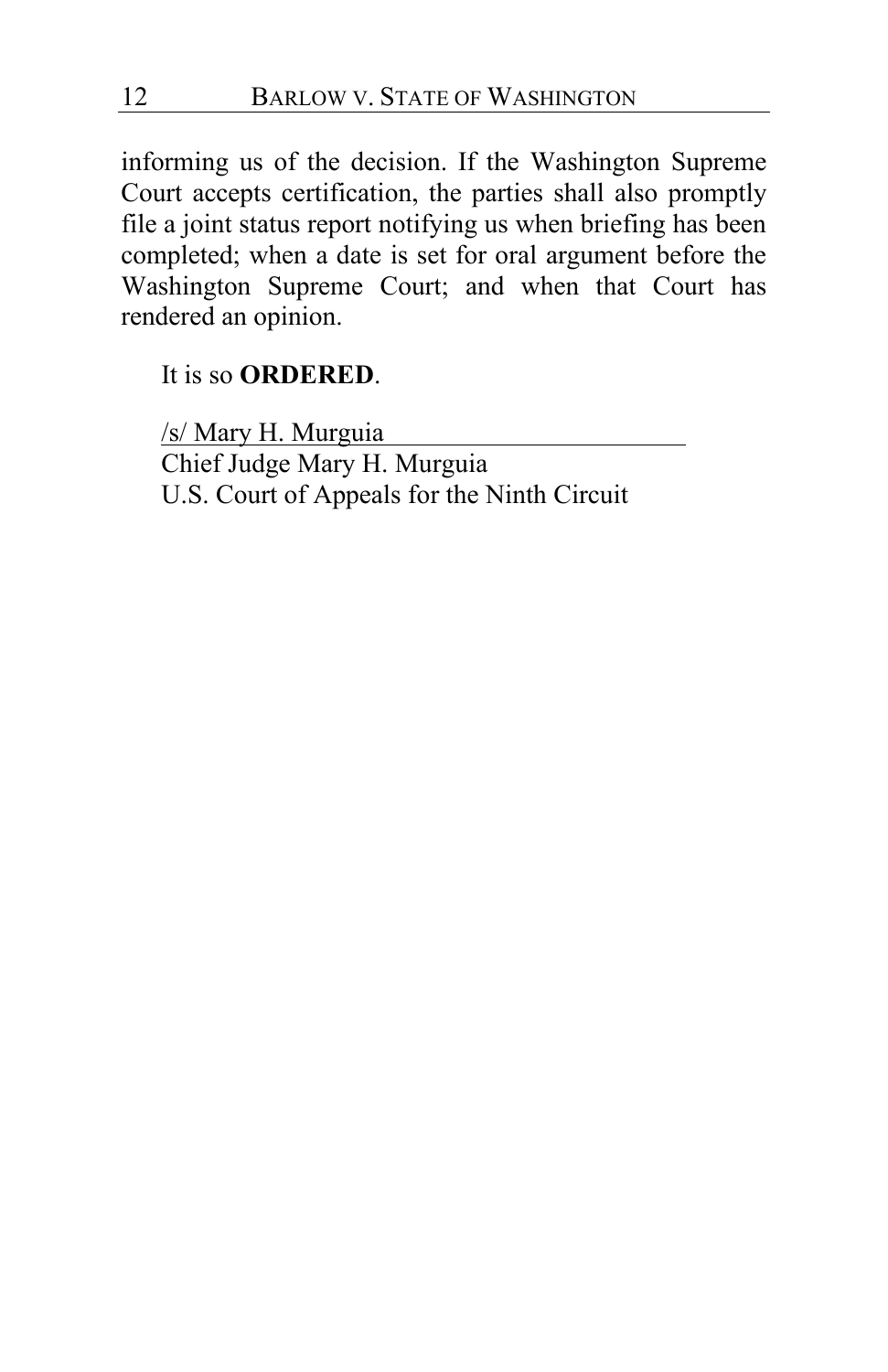informing us of the decision. If the Washington Supreme Court accepts certification, the parties shall also promptly file a joint status report notifying us when briefing has been completed; when a date is set for oral argument before the Washington Supreme Court; and when that Court has rendered an opinion.

It is so **ORDERED**.

/s/ Mary H. Murguia
Chief Judge Mary H. Murguia
U.S. Court of Appeals for the Ninth Circuit